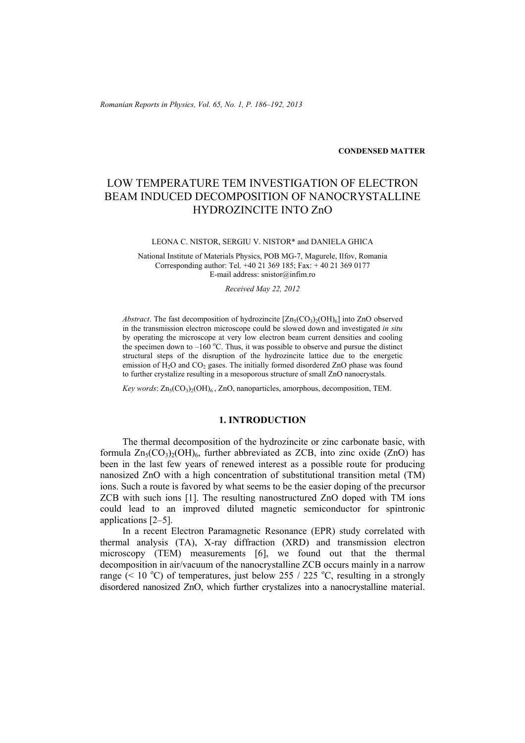CONDENSED MATTER

# LOW TEMPERATURE TEM INVESTIGATION OF ELECTRON BEAM INDUCED DECOMPOSITION OF NANOCRYSTALLINE HYDROZINCITE INTO ZnO

LEONA C. NISTOR, SERGIU V. NISTOR* and DANIELA GHICA

National Institute of Materials Physics, POB MG-7, Magurele, Ilfov, Romania
Corresponding author: Tel. +40 21 369 185; Fax: + 40 21 369 0177
E-mail address: snistor@infim.ro

*Received May 22, 2012*

*Abstract*. The fast decomposition of hydrozincite [$Zn_5(CO_3)_2(OH)_6$] into ZnO observed in the transmission electron microscope could be slowed down and investigated *in situ* by operating the microscope at very low electron beam current densities and cooling the specimen down to –160 °C. Thus, it was possible to observe and pursue the distinct structural steps of the disruption of the hydrozincite lattice due to the energetic emission of $H_2O$ and $CO_2$ gases. The initially formed disordered ZnO phase was found to further crystalize resulting in a mesoporous structure of small ZnO nanocrystals.

*Key words*: $Zn_5(CO_3)_2(OH)_6$ , ZnO, nanoparticles, amorphous, decomposition, TEM.

## 1. INTRODUCTION

The thermal decomposition of the hydrozincite or zinc carbonate basic, with formula $Zn_5(CO_3)_2(OH)_6$, further abbreviated as ZCB, into zinc oxide (ZnO) has been in the last few years of renewed interest as a possible route for producing nanosized ZnO with a high concentration of substitutional transition metal (TM) ions. Such a route is favored by what seems to be the easier doping of the precursor ZCB with such ions [1]. The resulting nanostructured ZnO doped with TM ions could lead to an improved diluted magnetic semiconductor for spintronic applications [2–5].

In a recent Electron Paramagnetic Resonance (EPR) study correlated with thermal analysis (TA), X-ray diffraction (XRD) and transmission electron microscopy (TEM) measurements [6], we found out that the thermal decomposition in air/vacuum of the nanocrystalline ZCB occurs mainly in a narrow range (< 10 °C) of temperatures, just below 255 / 225 °C, resulting in a strongly disordered nanosized ZnO, which further crystalizes into a nanocrystalline material.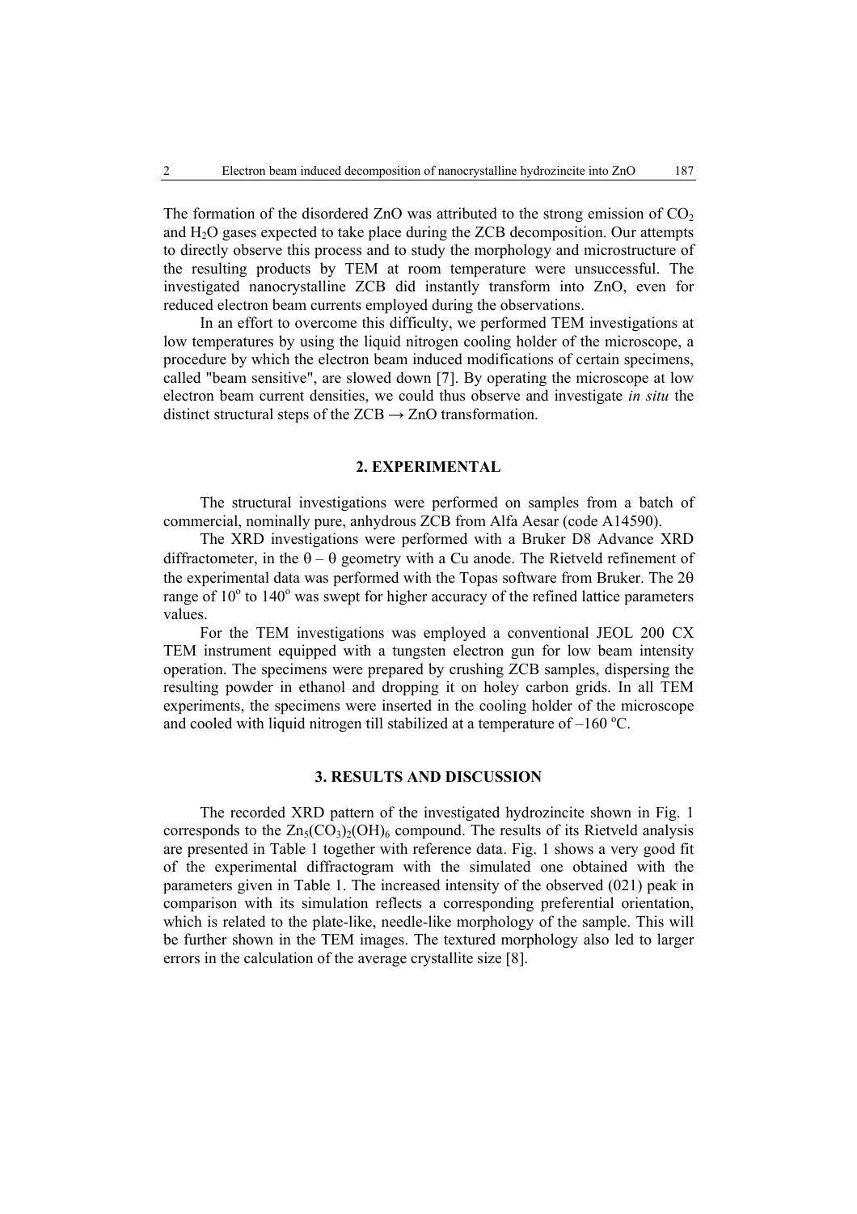The formation of the disordered ZnO was attributed to the strong emission of $CO_2$ and $H_2O$ gases expected to take place during the ZCB decomposition. Our attempts to directly observe this process and to study the morphology and microstructure of the resulting products by TEM at room temperature were unsuccessful. The investigated nanocrystalline ZCB did instantly transform into ZnO, even for reduced electron beam currents employed during the observations.

In an effort to overcome this difficulty, we performed TEM investigations at low temperatures by using the liquid nitrogen cooling holder of the microscope, a procedure by which the electron beam induced modifications of certain specimens, called "beam sensitive", are slowed down [7]. By operating the microscope at low electron beam current densities, we could thus observe and investigate *in situ* the distinct structural steps of the ZCB → ZnO transformation.

## 2. EXPERIMENTAL

The structural investigations were performed on samples from a batch of commercial, nominally pure, anhydrous ZCB from Alfa Aesar (code A14590).

The XRD investigations were performed with a Bruker D8 Advance XRD diffractometer, in the $\theta - \theta$ geometry with a Cu anode. The Rietveld refinement of the experimental data was performed with the Topas software from Bruker. The $2\theta$ range of $10^o$ to $140^o$ was swept for higher accuracy of the refined lattice parameters values.

For the TEM investigations was employed a conventional JEOL 200 CX TEM instrument equipped with a tungsten electron gun for low beam intensity operation. The specimens were prepared by crushing ZCB samples, dispersing the resulting powder in ethanol and dropping it on holey carbon grids. In all TEM experiments, the specimens were inserted in the cooling holder of the microscope and cooled with liquid nitrogen till stabilized at a temperature of $-160\ ^oC$.

## 3. RESULTS AND DISCUSSION

The recorded XRD pattern of the investigated hydrozincite shown in Fig. 1 corresponds to the $Zn_5(CO_3)_2(OH)_6$ compound. The results of its Rietveld analysis are presented in Table 1 together with reference data. Fig. 1 shows a very good fit of the experimental diffractogram with the simulated one obtained with the parameters given in Table 1. The increased intensity of the observed (021) peak in comparison with its simulation reflects a corresponding preferential orientation, which is related to the plate-like, needle-like morphology of the sample. This will be further shown in the TEM images. The textured morphology also led to larger errors in the calculation of the average crystallite size [8].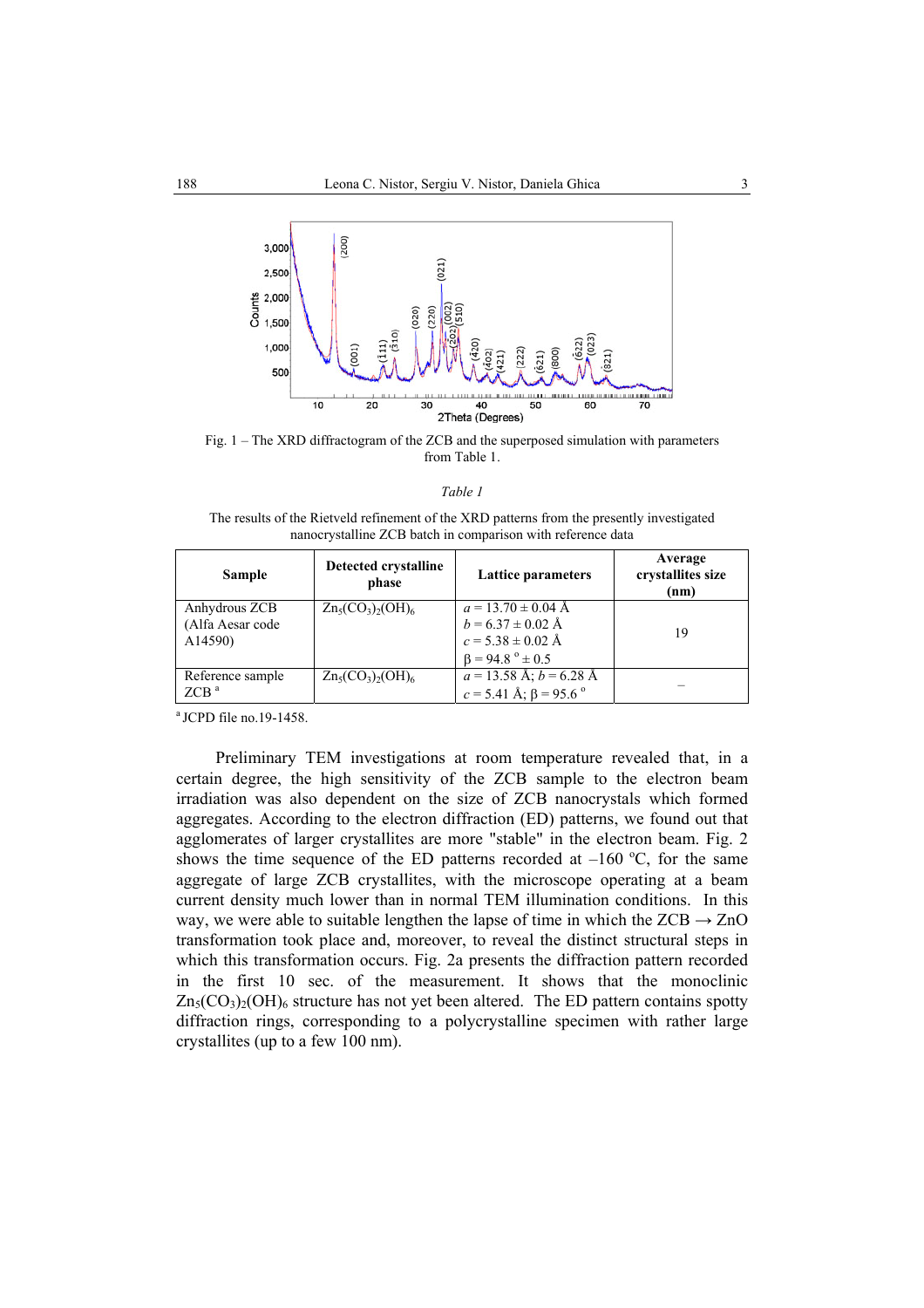Fig. 1 – The XRD diffractogram of the ZCB and the superposed simulation with parameters from Table 1.

*Table 1*

The results of the Rietveld refinement of the XRD patterns from the presently investigated nanocrystalline ZCB batch in comparison with reference data

| **Sample** | **Detected crystalline phase** | **Lattice parameters** | **Average crystallites size (nm)** |
|---|---|---|---|
| Anhydrous ZCB (Alfa Aesar code A14590) | $Zn_5(CO_3)_2(OH)_6$ | $a = 13.70 \pm 0.04$ Å<br>$b = 6.37 \pm 0.02$ Å<br>$c = 5.38 \pm 0.02$ Å<br>$\beta = 94.8\,^{\circ} \pm 0.5$ | 19 |
| Reference sample ZCB [a] | $Zn_5(CO_3)_2(OH)_6$ | $a = 13.58$ Å; $b = 6.28$ Å<br>$c = 5.41$ Å; $\beta = 95.6\,^{\circ}$ | – |

[a] JCPD file no.19-1458.

Preliminary TEM investigations at room temperature revealed that, in a certain degree, the high sensitivity of the ZCB sample to the electron beam irradiation was also dependent on the size of ZCB nanocrystals which formed aggregates. According to the electron diffraction (ED) patterns, we found out that agglomerates of larger crystallites are more "stable" in the electron beam. Fig. 2 shows the time sequence of the ED patterns recorded at –160 ºC, for the same aggregate of large ZCB crystallites, with the microscope operating at a beam current density much lower than in normal TEM illumination conditions. In this way, we were able to suitable lengthen the lapse of time in which the ZCB → ZnO transformation took place and, moreover, to reveal the distinct structural steps in which this transformation occurs. Fig. 2a presents the diffraction pattern recorded in the first 10 sec. of the measurement. It shows that the monoclinic $Zn_5(CO_3)_2(OH)_6$ structure has not yet been altered. The ED pattern contains spotty diffraction rings, corresponding to a polycrystalline specimen with rather large crystallites (up to a few 100 nm).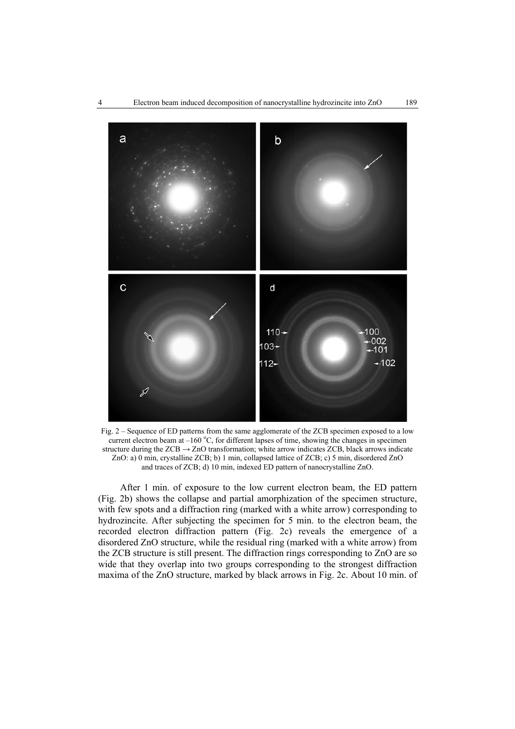Fig. 2 – Sequence of ED patterns from the same agglomerate of the ZCB specimen exposed to a low current electron beam at –160 °C, for different lapses of time, showing the changes in specimen structure during the ZCB → ZnO transformation; white arrow indicates ZCB, black arrows indicate ZnO: a) 0 min, crystalline ZCB; b) 1 min, collapsed lattice of ZCB; c) 5 min, disordered ZnO and traces of ZCB; d) 10 min, indexed ED pattern of nanocrystalline ZnO.

After 1 min. of exposure to the low current electron beam, the ED pattern (Fig. 2b) shows the collapse and partial amorphization of the specimen structure, with few spots and a diffraction ring (marked with a white arrow) corresponding to hydrozincite. After subjecting the specimen for 5 min. to the electron beam, the recorded electron diffraction pattern (Fig. 2c) reveals the emergence of a disordered ZnO structure, while the residual ring (marked with a white arrow) from the ZCB structure is still present. The diffraction rings corresponding to ZnO are so wide that they overlap into two groups corresponding to the strongest diffraction maxima of the ZnO structure, marked by black arrows in Fig. 2c. About 10 min. of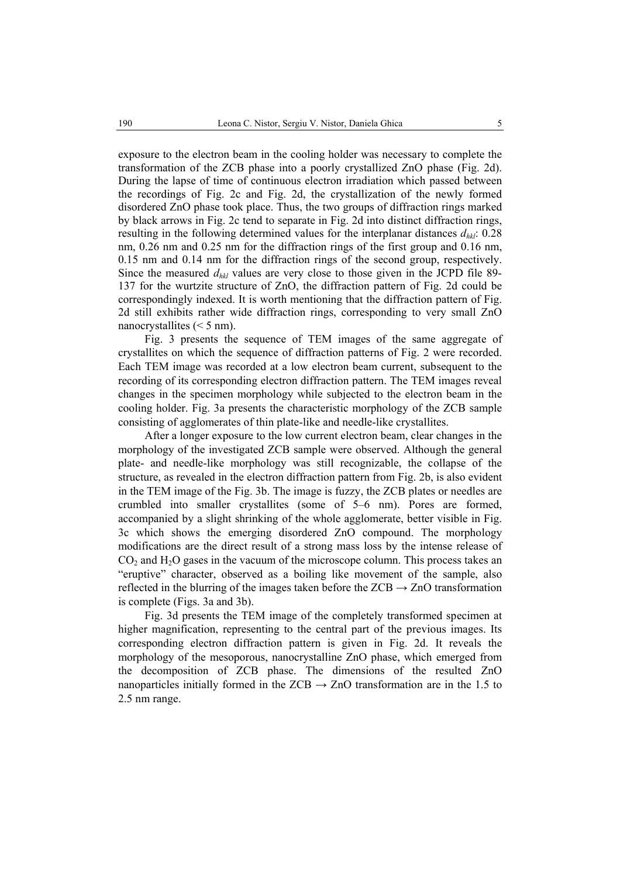exposure to the electron beam in the cooling holder was necessary to complete the transformation of the ZCB phase into a poorly crystallized ZnO phase (Fig. 2d). During the lapse of time of continuous electron irradiation which passed between the recordings of Fig. 2c and Fig. 2d, the crystallization of the newly formed disordered ZnO phase took place. Thus, the two groups of diffraction rings marked by black arrows in Fig. 2c tend to separate in Fig. 2d into distinct diffraction rings, resulting in the following determined values for the interplanar distances $d_{hkl}$: 0.28 nm, 0.26 nm and 0.25 nm for the diffraction rings of the first group and 0.16 nm, 0.15 nm and 0.14 nm for the diffraction rings of the second group, respectively. Since the measured $d_{hkl}$ values are very close to those given in the JCPD file 89-137 for the wurtzite structure of ZnO, the diffraction pattern of Fig. 2d could be correspondingly indexed. It is worth mentioning that the diffraction pattern of Fig. 2d still exhibits rather wide diffraction rings, corresponding to very small ZnO nanocrystallites (< 5 nm).

Fig. 3 presents the sequence of TEM images of the same aggregate of crystallites on which the sequence of diffraction patterns of Fig. 2 were recorded. Each TEM image was recorded at a low electron beam current, subsequent to the recording of its corresponding electron diffraction pattern. The TEM images reveal changes in the specimen morphology while subjected to the electron beam in the cooling holder. Fig. 3a presents the characteristic morphology of the ZCB sample consisting of agglomerates of thin plate-like and needle-like crystallites.

After a longer exposure to the low current electron beam, clear changes in the morphology of the investigated ZCB sample were observed. Although the general plate- and needle-like morphology was still recognizable, the collapse of the structure, as revealed in the electron diffraction pattern from Fig. 2b, is also evident in the TEM image of the Fig. 3b. The image is fuzzy, the ZCB plates or needles are crumbled into smaller crystallites (some of 5–6 nm). Pores are formed, accompanied by a slight shrinking of the whole agglomerate, better visible in Fig. 3c which shows the emerging disordered ZnO compound. The morphology modifications are the direct result of a strong mass loss by the intense release of $CO_2$ and $H_2O$ gases in the vacuum of the microscope column. This process takes an "eruptive" character, observed as a boiling like movement of the sample, also reflected in the blurring of the images taken before the ZCB → ZnO transformation is complete (Figs. 3a and 3b).

Fig. 3d presents the TEM image of the completely transformed specimen at higher magnification, representing to the central part of the previous images. Its corresponding electron diffraction pattern is given in Fig. 2d. It reveals the morphology of the mesoporous, nanocrystalline ZnO phase, which emerged from the decomposition of ZCB phase. The dimensions of the resulted ZnO nanoparticles initially formed in the ZCB → ZnO transformation are in the 1.5 to 2.5 nm range.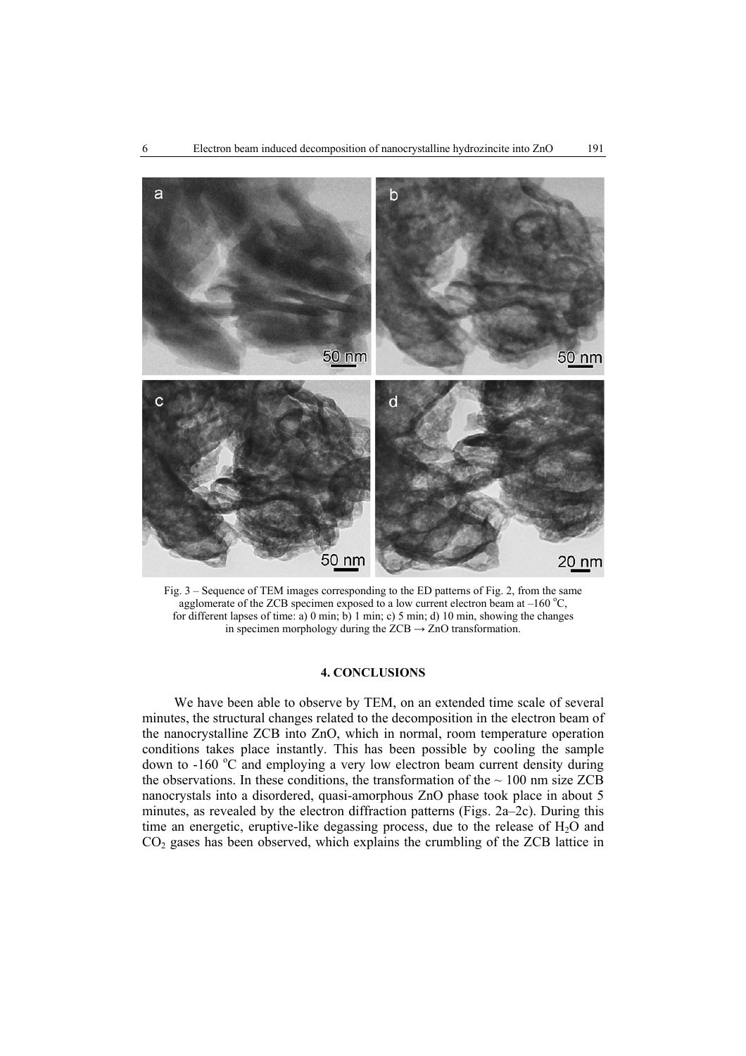Fig. 3 – Sequence of TEM images corresponding to the ED patterns of Fig. 2, from the same agglomerate of the ZCB specimen exposed to a low current electron beam at –160 °C, for different lapses of time: a) 0 min; b) 1 min; c) 5 min; d) 10 min, showing the changes in specimen morphology during the ZCB → ZnO transformation.

## 4. CONCLUSIONS

We have been able to observe by TEM, on an extended time scale of several minutes, the structural changes related to the decomposition in the electron beam of the nanocrystalline ZCB into ZnO, which in normal, room temperature operation conditions takes place instantly. This has been possible by cooling the sample down to -160 °C and employing a very low electron beam current density during the observations. In these conditions, the transformation of the ~ 100 nm size ZCB nanocrystals into a disordered, quasi-amorphous ZnO phase took place in about 5 minutes, as revealed by the electron diffraction patterns (Figs. 2a–2c). During this time an energetic, eruptive-like degassing process, due to the release of $H_2O$ and $CO_2$ gases has been observed, which explains the crumbling of the ZCB lattice in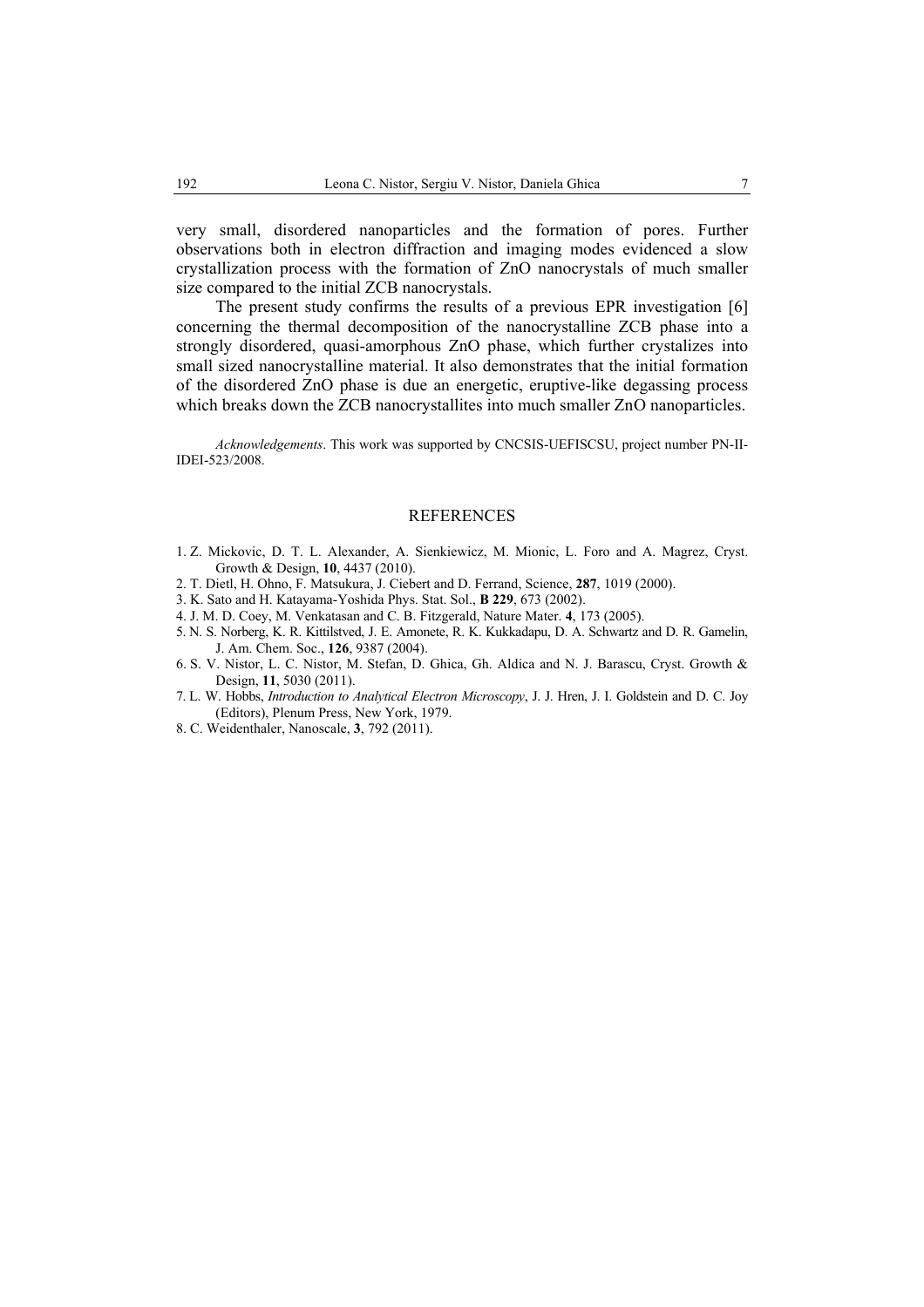very small, disordered nanoparticles and the formation of pores. Further observations both in electron diffraction and imaging modes evidenced a slow crystallization process with the formation of ZnO nanocrystals of much smaller size compared to the initial ZCB nanocrystals.

The present study confirms the results of a previous EPR investigation [6] concerning the thermal decomposition of the nanocrystalline ZCB phase into a strongly disordered, quasi-amorphous ZnO phase, which further crystalizes into small sized nanocrystalline material. It also demonstrates that the initial formation of the disordered ZnO phase is due an energetic, eruptive-like degassing process which breaks down the ZCB nanocrystallites into much smaller ZnO nanoparticles.

*Acknowledgements*. This work was supported by CNCSIS-UEFISCSU, project number PN-II-IDEI-523/2008.

## REFERENCES

1. Z. Mickovic, D. T. L. Alexander, A. Sienkiewicz, M. Mionic, L. Foro and A. Magrez, Cryst. Growth & Design, **10**, 4437 (2010).
2. T. Dietl, H. Ohno, F. Matsukura, J. Ciebert and D. Ferrand, Science, **287**, 1019 (2000).
3. K. Sato and H. Katayama-Yoshida Phys. Stat. Sol., **B 229**, 673 (2002).
4. J. M. D. Coey, M. Venkatasan and C. B. Fitzgerald, Nature Mater. **4**, 173 (2005).
5. N. S. Norberg, K. R. Kittilstved, J. E. Amonete, R. K. Kukkadapu, D. A. Schwartz and D. R. Gamelin, J. Am. Chem. Soc., **126**, 9387 (2004).
6. S. V. Nistor, L. C. Nistor, M. Stefan, D. Ghica, Gh. Aldica and N. J. Barascu, Cryst. Growth & Design, **11**, 5030 (2011).
7. L. W. Hobbs, *Introduction to Analytical Electron Microscopy*, J. J. Hren, J. I. Goldstein and D. C. Joy (Editors), Plenum Press, New York, 1979.
8. C. Weidenthaler, Nanoscale, **3**, 792 (2011).